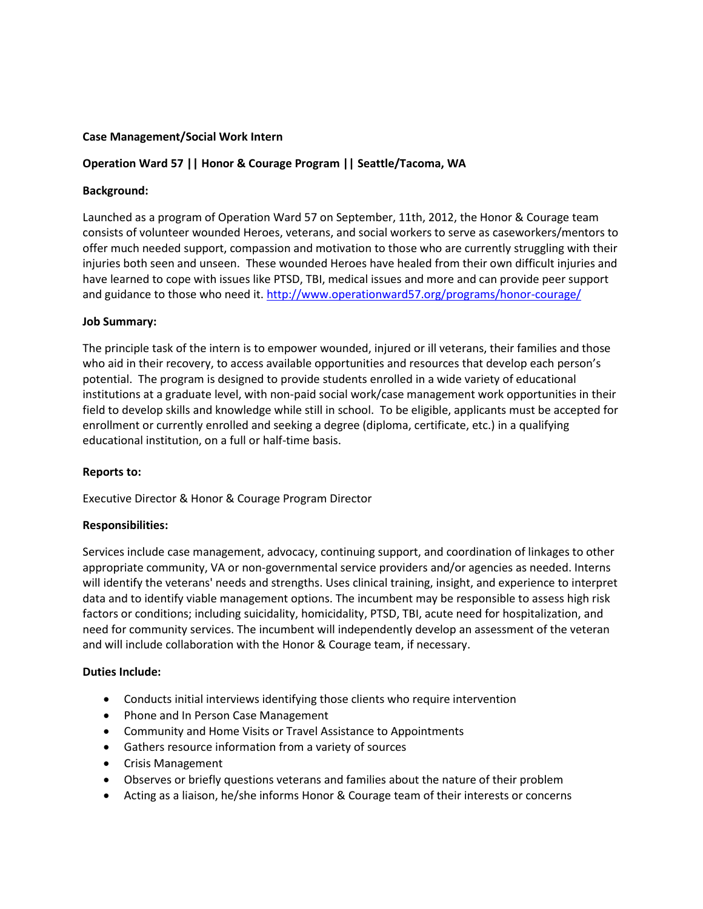**Case Management/Social Work Intern**

**Operation Ward 57 || Honor & Courage Program || Seattle/Tacoma, WA**

**Background:**

Launched as a program of Operation Ward 57 on September, 11th, 2012, the Honor & Courage team consists of volunteer wounded Heroes, veterans, and social workers to serve as caseworkers/mentors to offer much needed support, compassion and motivation to those who are currently struggling with their injuries both seen and unseen. These wounded Heroes have healed from their own difficult injuries and have learned to cope with issues like PTSD, TBI, medical issues and more and can provide peer support and guidance to those who need it. http://www.operationward57.org/programs/honor-courage/

**Job Summary:**

The principle task of the intern is to empower wounded, injured or ill veterans, their families and those who aid in their recovery, to access available opportunities and resources that develop each person's potential. The program is designed to provide students enrolled in a wide variety of educational institutions at a graduate level, with non-paid social work/case management work opportunities in their field to develop skills and knowledge while still in school. To be eligible, applicants must be accepted for enrollment or currently enrolled and seeking a degree (diploma, certificate, etc.) in a qualifying educational institution, on a full or half-time basis.

**Reports to:**

Executive Director & Honor & Courage Program Director

**Responsibilities:**

Services include case management, advocacy, continuing support, and coordination of linkages to other appropriate community, VA or non-governmental service providers and/or agencies as needed. Interns will identify the veterans' needs and strengths. Uses clinical training, insight, and experience to interpret data and to identify viable management options. The incumbent may be responsible to assess high risk factors or conditions; including suicidality, homicidality, PTSD, TBI, acute need for hospitalization, and need for community services. The incumbent will independently develop an assessment of the veteran and will include collaboration with the Honor & Courage team, if necessary.

**Duties Include:**

- Conducts initial interviews identifying those clients who require intervention
- Phone and In Person Case Management
- Community and Home Visits or Travel Assistance to Appointments
- Gathers resource information from a variety of sources
- Crisis Management
- Observes or briefly questions veterans and families about the nature of their problem
- Acting as a liaison, he/she informs Honor & Courage team of their interests or concerns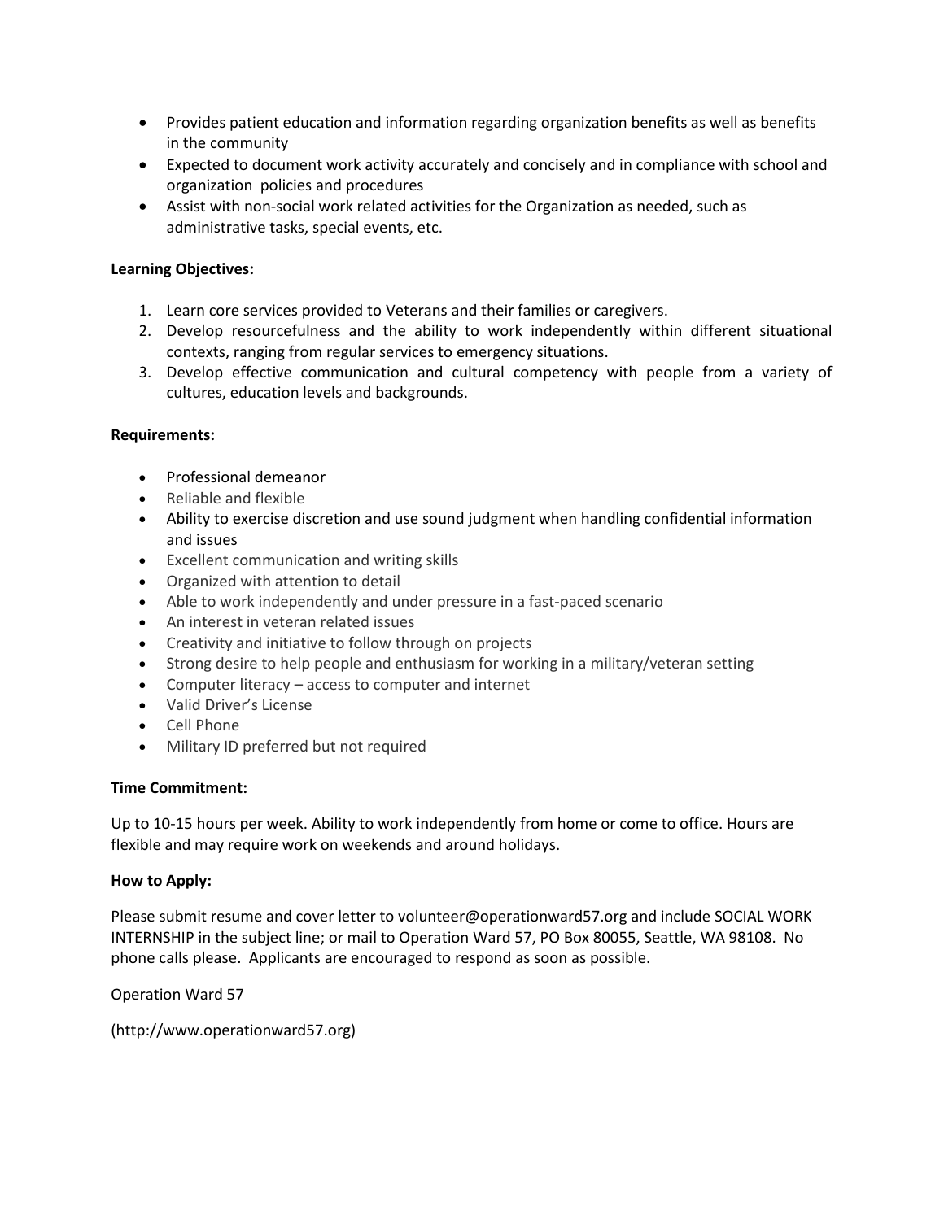- Provides patient education and information regarding organization benefits as well as benefits in the community
- Expected to document work activity accurately and concisely and in compliance with school and organization policies and procedures
- Assist with non-social work related activities for the Organization as needed, such as administrative tasks, special events, etc.

**Learning Objectives:**

1. Learn core services provided to Veterans and their families or caregivers.
2. Develop resourcefulness and the ability to work independently within different situational contexts, ranging from regular services to emergency situations.
3. Develop effective communication and cultural competency with people from a variety of cultures, education levels and backgrounds.

**Requirements:**

- Professional demeanor
- Reliable and flexible
- Ability to exercise discretion and use sound judgment when handling confidential information and issues
- Excellent communication and writing skills
- Organized with attention to detail
- Able to work independently and under pressure in a fast-paced scenario
- An interest in veteran related issues
- Creativity and initiative to follow through on projects
- Strong desire to help people and enthusiasm for working in a military/veteran setting
- Computer literacy – access to computer and internet
- Valid Driver's License
- Cell Phone
- Military ID preferred but not required

**Time Commitment:**

Up to 10-15 hours per week. Ability to work independently from home or come to office. Hours are flexible and may require work on weekends and around holidays.

**How to Apply:**

Please submit resume and cover letter to volunteer@operationward57.org and include SOCIAL WORK INTERNSHIP in the subject line; or mail to Operation Ward 57, PO Box 80055, Seattle, WA 98108. No phone calls please. Applicants are encouraged to respond as soon as possible.

Operation Ward 57

(http://www.operationward57.org)